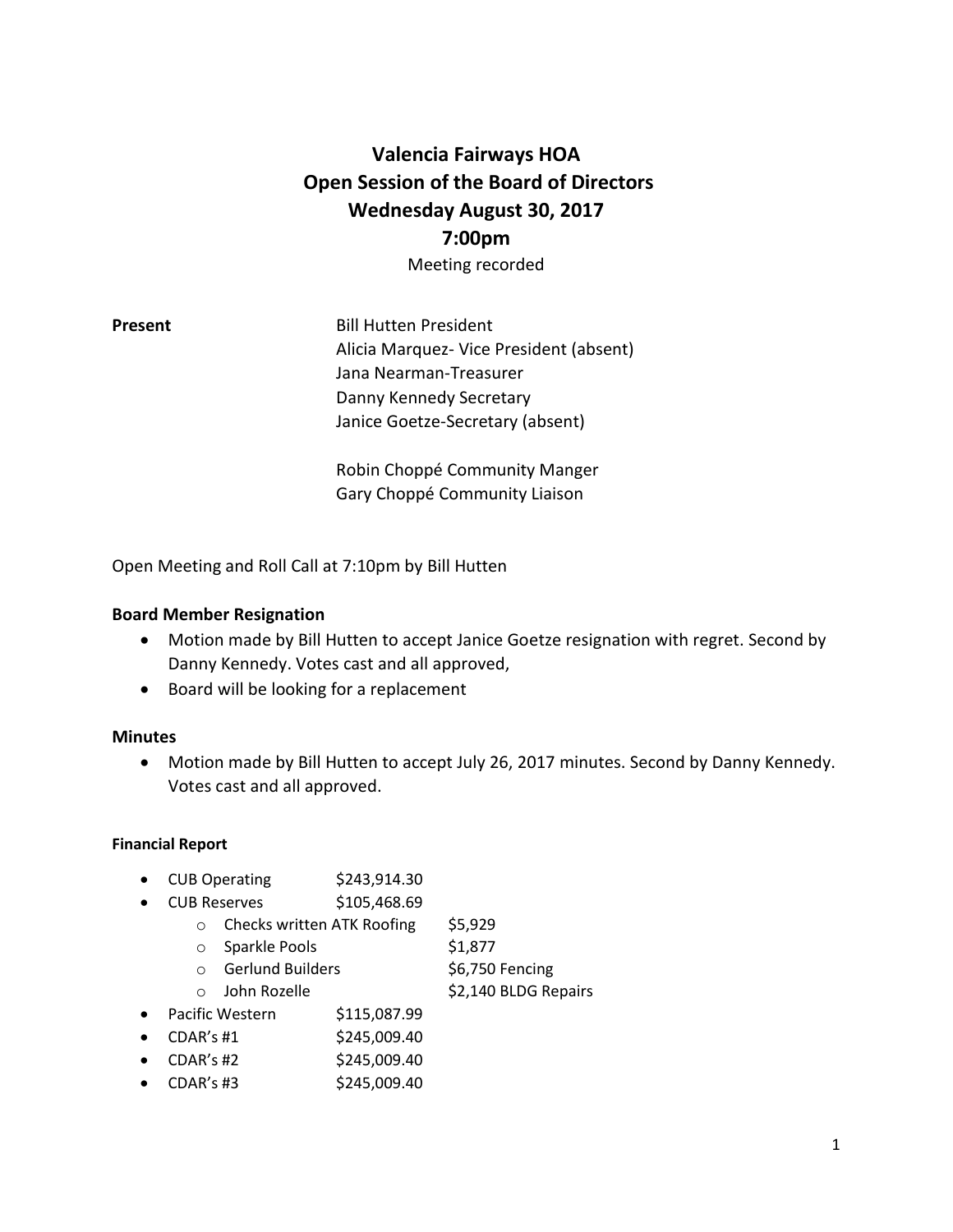# Valencia Fairways HOA
## Open Session of the Board of Directors
## Wednesday August 30, 2017
## 7:00pm

Meeting recorded

**Present**

Bill Hutten President
Alicia Marquez- Vice President (absent)
Jana Nearman-Treasurer
Danny Kennedy Secretary
Janice Goetze-Secretary (absent)

Robin Choppé Community Manger
Gary Choppé Community Liaison

Open Meeting and Roll Call at 7:10pm by Bill Hutten

### Board Member Resignation

- Motion made by Bill Hutten to accept Janice Goetze resignation with regret. Second by Danny Kennedy. Votes cast and all approved,
- Board will be looking for a replacement

### Minutes

- Motion made by Bill Hutten to accept July 26, 2017 minutes. Second by Danny Kennedy. Votes cast and all approved.

#### Financial Report

- CUB Operating $243,914.30
- CUB Reserves $105,468.69
  - Checks written ATK Roofing $5,929
  - Sparkle Pools $1,877
  - Gerlund Builders $6,750 Fencing
  - John Rozelle $2,140 BLDG Repairs
- Pacific Western $115,087.99
- CDAR's #1 $245,009.40
- CDAR's #2 $245,009.40
- CDAR's #3 $245,009.40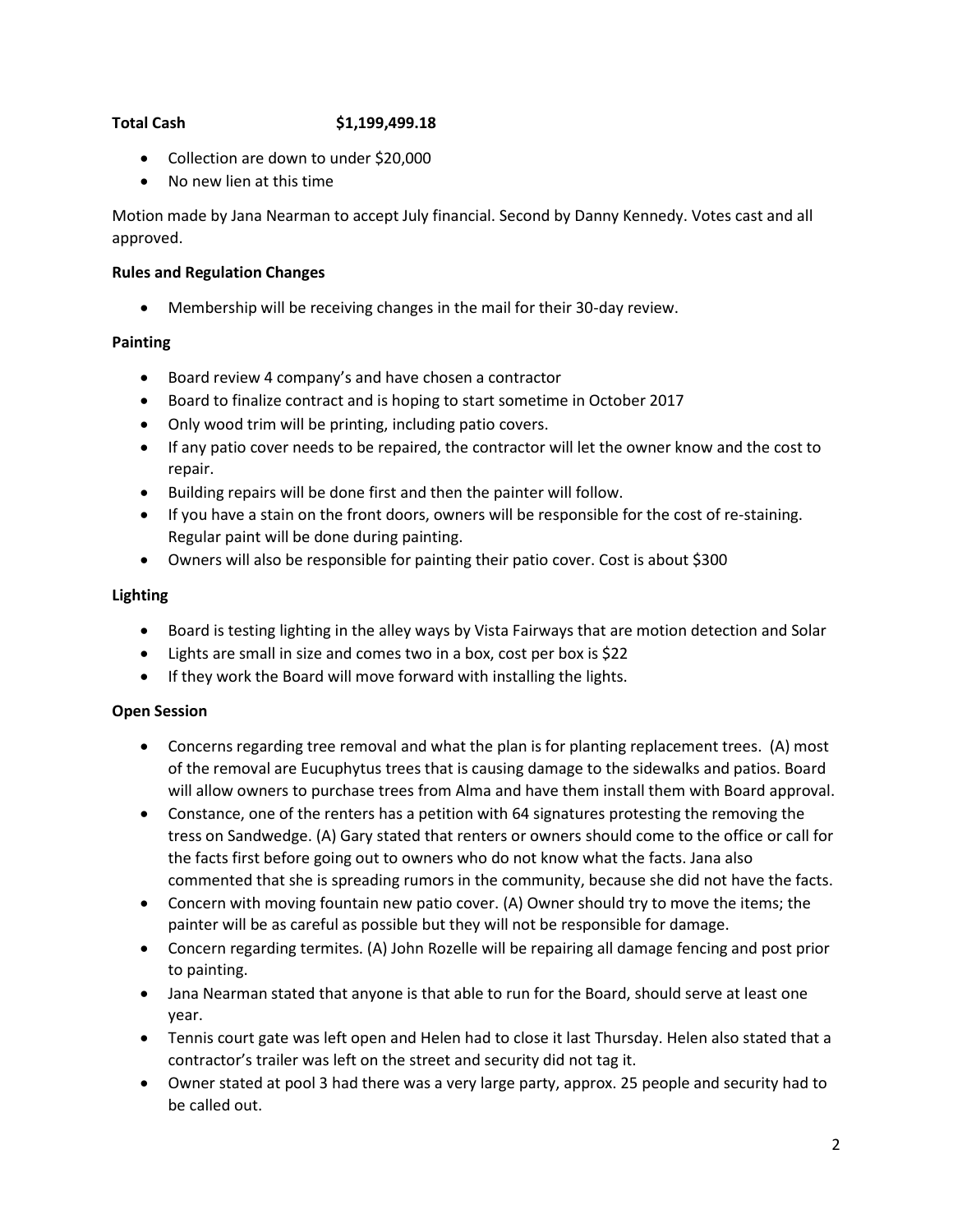**Total Cash $1,199,499.18**

- Collection are down to under $20,000
- No new lien at this time

Motion made by Jana Nearman to accept July financial. Second by Danny Kennedy. Votes cast and all approved.

**Rules and Regulation Changes**

- Membership will be receiving changes in the mail for their 30-day review.

**Painting**

- Board review 4 company's and have chosen a contractor
- Board to finalize contract and is hoping to start sometime in October 2017
- Only wood trim will be printing, including patio covers.
- If any patio cover needs to be repaired, the contractor will let the owner know and the cost to repair.
- Building repairs will be done first and then the painter will follow.
- If you have a stain on the front doors, owners will be responsible for the cost of re-staining. Regular paint will be done during painting.
- Owners will also be responsible for painting their patio cover. Cost is about $300

**Lighting**

- Board is testing lighting in the alley ways by Vista Fairways that are motion detection and Solar
- Lights are small in size and comes two in a box, cost per box is $22
- If they work the Board will move forward with installing the lights.

**Open Session**

- Concerns regarding tree removal and what the plan is for planting replacement trees. (A) most of the removal are Eucuphytus trees that is causing damage to the sidewalks and patios. Board will allow owners to purchase trees from Alma and have them install them with Board approval.
- Constance, one of the renters has a petition with 64 signatures protesting the removing the tress on Sandwedge. (A) Gary stated that renters or owners should come to the office or call for the facts first before going out to owners who do not know what the facts. Jana also commented that she is spreading rumors in the community, because she did not have the facts.
- Concern with moving fountain new patio cover. (A) Owner should try to move the items; the painter will be as careful as possible but they will not be responsible for damage.
- Concern regarding termites. (A) John Rozelle will be repairing all damage fencing and post prior to painting.
- Jana Nearman stated that anyone is that able to run for the Board, should serve at least one year.
- Tennis court gate was left open and Helen had to close it last Thursday. Helen also stated that a contractor's trailer was left on the street and security did not tag it.
- Owner stated at pool 3 had there was a very large party, approx. 25 people and security had to be called out.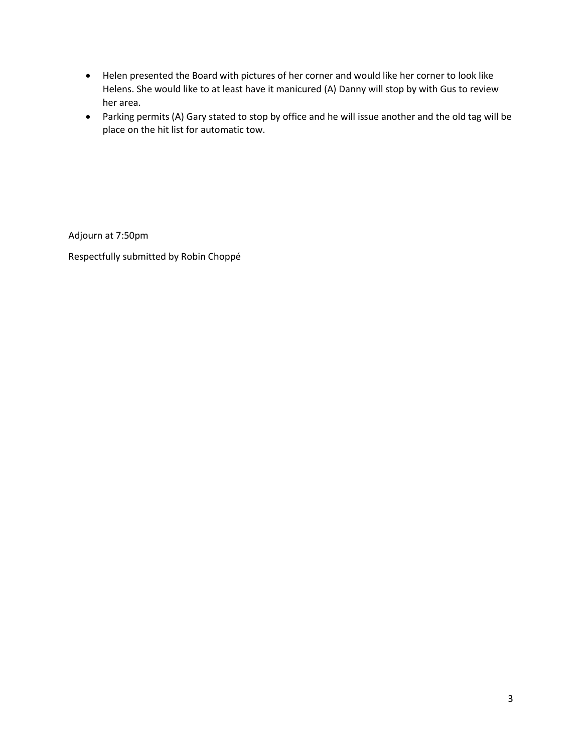- Helen presented the Board with pictures of her corner and would like her corner to look like Helens. She would like to at least have it manicured (A) Danny will stop by with Gus to review her area.
- Parking permits (A) Gary stated to stop by office and he will issue another and the old tag will be place on the hit list for automatic tow.

Adjourn at 7:50pm

Respectfully submitted by Robin Choppé